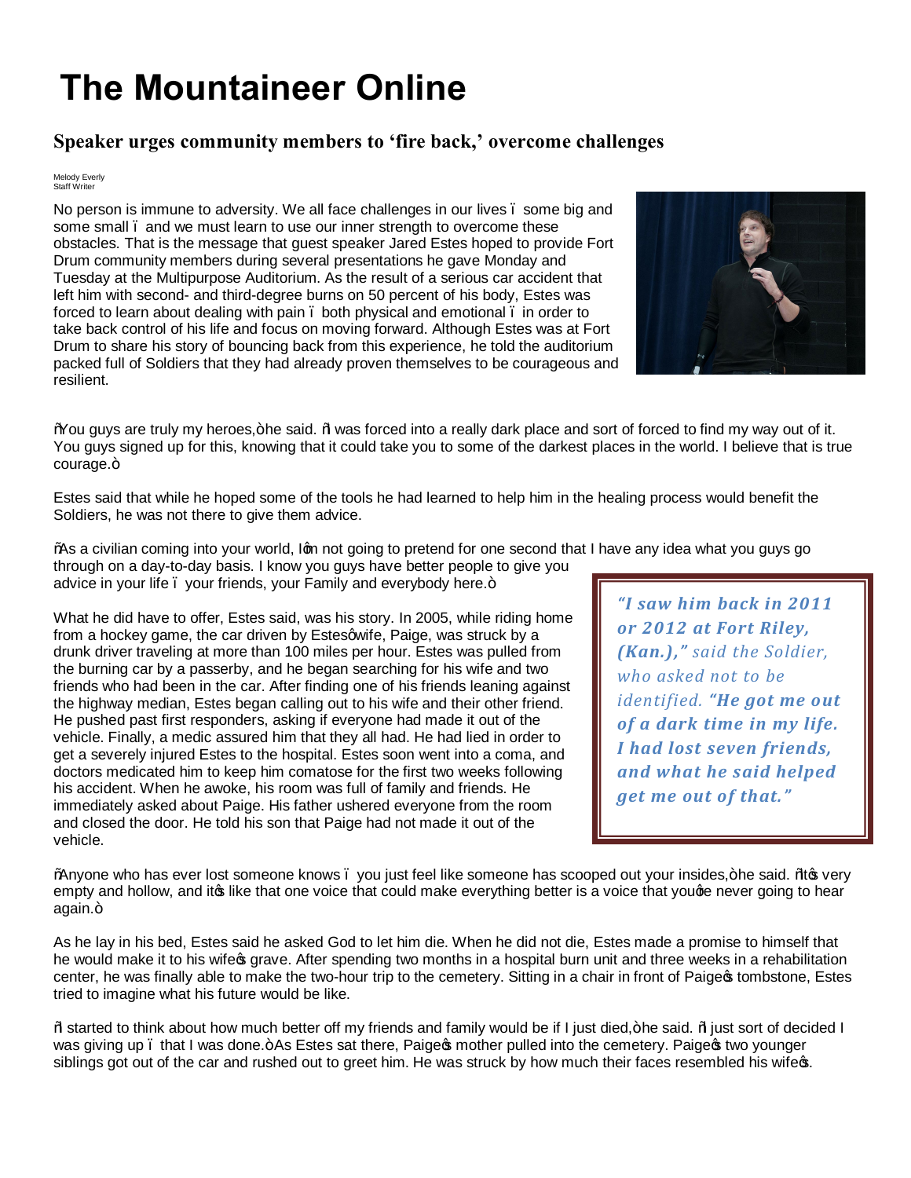# The Mountaineer Online

## Speaker urges community members to 'fire back,' overcome challenges

Melody Everly
Staff Writer

No person is immune to adversity. We all face challenges in our lives – some big and some small – and we must learn to use our inner strength to overcome these obstacles. That is the message that guest speaker Jared Estes hoped to provide Fort Drum community members during several presentations he gave Monday and Tuesday at the Multipurpose Auditorium. As the result of a serious car accident that left him with second- and third-degree burns on 50 percent of his body, Estes was forced to learn about dealing with pain – both physical and emotional – in order to take back control of his life and focus on moving forward. Although Estes was at Fort Drum to share his story of bouncing back from this experience, he told the auditorium packed full of Soldiers that they had already proven themselves to be courageous and resilient.

"You guys are truly my heroes," he said. "I was forced into a really dark place and sort of forced to find my way out of it. You guys signed up for this, knowing that it could take you to some of the darkest places in the world. I believe that is true courage."

Estes said that while he hoped some of the tools he had learned to help him in the healing process would benefit the Soldiers, he was not there to give them advice.

"As a civilian coming into your world, I'm not going to pretend for one second that I have any idea what you guys go through on a day-to-day basis. I know you guys have better people to give you advice in your life – your friends, your Family and everybody here."

What he did have to offer, Estes said, was his story. In 2005, while riding home from a hockey game, the car driven by Estes' wife, Paige, was struck by a drunk driver traveling at more than 100 miles per hour. Estes was pulled from the burning car by a passerby, and he began searching for his wife and two friends who had been in the car. After finding one of his friends leaning against the highway median, Estes began calling out to his wife and their other friend. He pushed past first responders, asking if everyone had made it out of the vehicle. Finally, a medic assured him that they all had. He had lied in order to get a severely injured Estes to the hospital. Estes soon went into a coma, and doctors medicated him to keep him comatose for the first two weeks following his accident. When he awoke, his room was full of family and friends. He immediately asked about Paige. His father ushered everyone from the room and closed the door. He told his son that Paige had not made it out of the vehicle.

> ***"I saw him back in 2011 or 2012 at Fort Riley, (Kan.),"*** *said the Soldier, who asked not to be identified.* ***"He got me out of a dark time in my life. I had lost seven friends, and what he said helped get me out of that."***

"Anyone who has ever lost someone knows – you just feel like someone has scooped out your insides," he said. "It's very empty and hollow, and it's like that one voice that could make everything better is a voice that you're never going to hear again."

As he lay in his bed, Estes said he asked God to let him die. When he did not die, Estes made a promise to himself that he would make it to his wife's grave. After spending two months in a hospital burn unit and three weeks in a rehabilitation center, he was finally able to make the two-hour trip to the cemetery. Sitting in a chair in front of Paige's tombstone, Estes tried to imagine what his future would be like.

"I started to think about how much better off my friends and family would be if I just died," he said. "I just sort of decided I was giving up – that I was done." As Estes sat there, Paige's mother pulled into the cemetery. Paige's two younger siblings got out of the car and rushed out to greet him. He was struck by how much their faces resembled his wife's.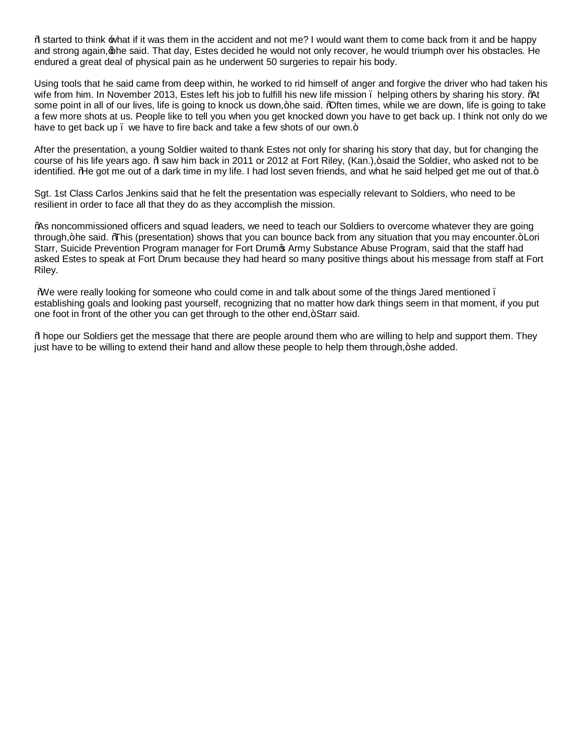"I started to think 'what if it was them in the accident and not me? I would want them to come back from it and be happy and strong again,'" he said. That day, Estes decided he would not only recover, he would triumph over his obstacles. He endured a great deal of physical pain as he underwent 50 surgeries to repair his body.

Using tools that he said came from deep within, he worked to rid himself of anger and forgive the driver who had taken his wife from him. In November 2013, Estes left his job to fulfill his new life mission – helping others by sharing his story. "At some point in all of our lives, life is going to knock us down," he said. "Often times, while we are down, life is going to take a few more shots at us. People like to tell you when you get knocked down you have to get back up. I think not only do we have to get back up – we have to fire back and take a few shots of our own."

After the presentation, a young Soldier waited to thank Estes not only for sharing his story that day, but for changing the course of his life years ago. "I saw him back in 2011 or 2012 at Fort Riley, (Kan.)," said the Soldier, who asked not to be identified. "He got me out of a dark time in my life. I had lost seven friends, and what he said helped get me out of that."

Sgt. 1st Class Carlos Jenkins said that he felt the presentation was especially relevant to Soldiers, who need to be resilient in order to face all that they do as they accomplish the mission.

"As noncommissioned officers and squad leaders, we need to teach our Soldiers to overcome whatever they are going through," he said. "This (presentation) shows that you can bounce back from any situation that you may encounter." Lori Starr, Suicide Prevention Program manager for Fort Drum's Army Substance Abuse Program, said that the staff had asked Estes to speak at Fort Drum because they had heard so many positive things about his message from staff at Fort Riley.

"We were really looking for someone who could come in and talk about some of the things Jared mentioned – establishing goals and looking past yourself, recognizing that no matter how dark things seem in that moment, if you put one foot in front of the other you can get through to the other end," Starr said.

"I hope our Soldiers get the message that there are people around them who are willing to help and support them. They just have to be willing to extend their hand and allow these people to help them through," she added.